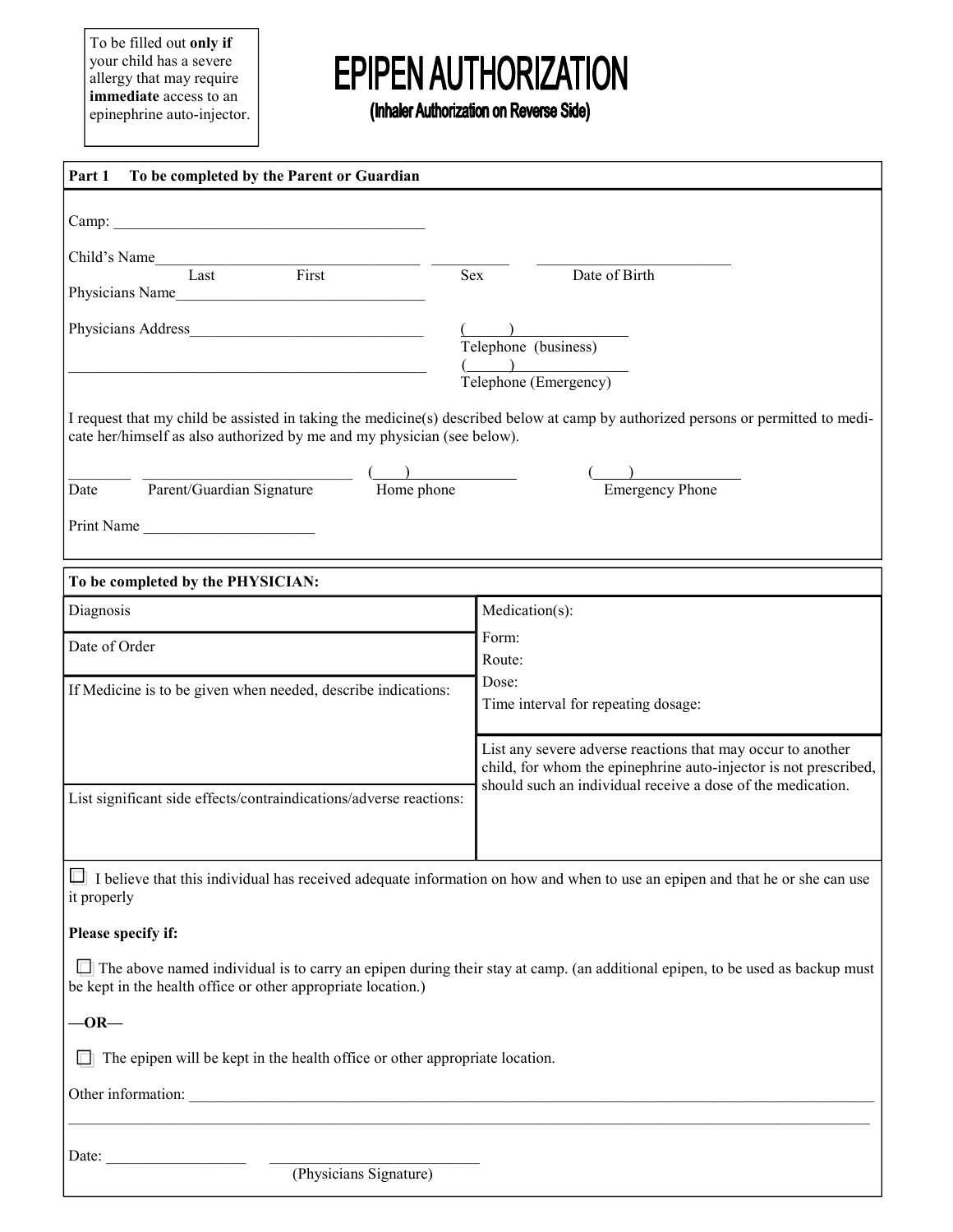To be filled out **only if** your child has a severe allergy that may require **immediate** access to an epinephrine auto-injector.

# EPIPEN AUTHORIZATION

**(Inhaler Authorization on Reverse Side)**

**Part 1 To be completed by the Parent or Guardian**

Camp: ________________________________________

Child's Name________________________________ __________ ________________________

Last First Sex Date of Birth

Physicians Name________________________________

Physicians Address______________________________ (_____)______________

Telephone (business)

______________________________________________ (_____)______________

Telephone (Emergency)

I request that my child be assisted in taking the medicine(s) described below at camp by authorized persons or permitted to medicate her/himself as also authorized by me and my physician (see below).

________ ___________________________ (____)____________ (____)______________

Date Parent/Guardian Signature Home phone Emergency Phone

Print Name ______________________

**To be completed by the PHYSICIAN:**

| | |
|---|---|
| Diagnosis | Medication(s): |
| Date of Order | Form:<br>Route:<br>Dose:<br>Time interval for repeating dosage: |
| If Medicine is to be given when needed, describe indications: | |
| | List any severe adverse reactions that may occur to another child, for whom the epinephrine auto-injector is not prescribed, should such an individual receive a dose of the medication. |
| List significant side effects/contraindications/adverse reactions: | |

☐ I believe that this individual has received adequate information on how and when to use an epipen and that he or she can use it properly

**Please specify if:**

☐ The above named individual is to carry an epipen during their stay at camp. (an additional epipen, to be used as backup must be kept in the health office or other appropriate location.)

**—OR—**

☐ The epipen will be kept in the health office or other appropriate location.

Other information: ________________________________________________________________________________

______________________________________________________________________________________________

Date: _________________ _________________________

(Physicians Signature)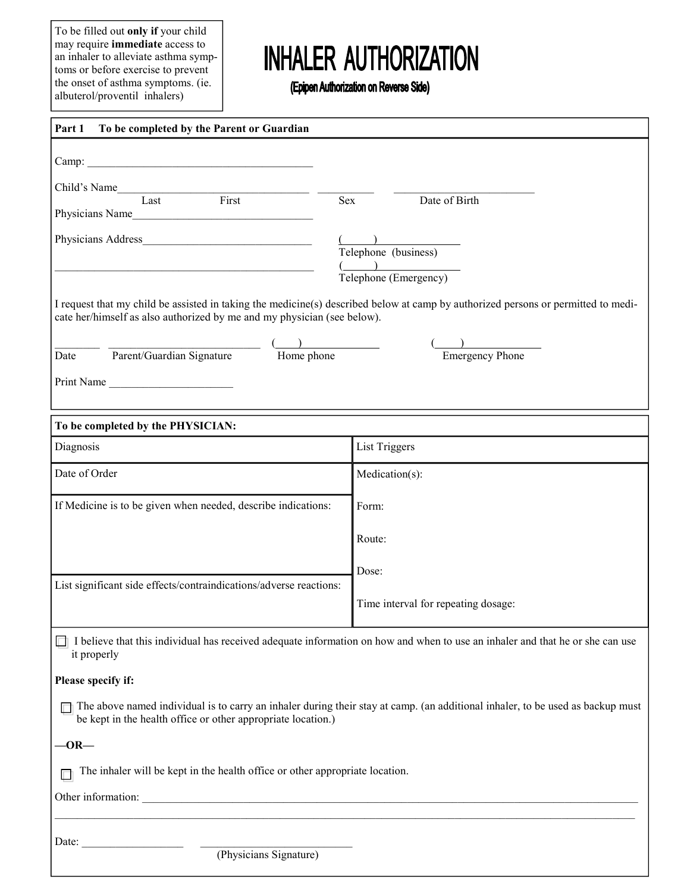To be filled out **only if** your child may require **immediate** access to an inhaler to alleviate asthma symptoms or before exercise to prevent the onset of asthma symptoms. (ie. albuterol/proventil inhalers)

# INHALER AUTHORIZATION

**(Epipen Authorization on Reverse Side)**

## Part 1 To be completed by the Parent or Guardian

Camp: ________________________________________

Child's Name__________________________________ __________ ________________________
Last First Sex Date of Birth

Physicians Name________________________________

Physicians Address______________________________ (_____)_______________
Telephone (business)

______________________________________________ (_____)_______________
Telephone (Emergency)

I request that my child be assisted in taking the medicine(s) described below at camp by authorized persons or permitted to medicate her/himself as also authorized by me and my physician (see below).

________ ___________________________ (____)_____________ (____)_____________
Date Parent/Guardian Signature Home phone Emergency Phone

Print Name ______________________

## To be completed by the PHYSICIAN:

| | |
|---|---|
| Diagnosis | List Triggers |
| Date of Order | Medication(s): |
| If Medicine is to be given when needed, describe indications: | Form:<br><br>Route:<br><br>Dose: |
| List significant side effects/contraindications/adverse reactions: | Time interval for repeating dosage: |

☐ I believe that this individual has received adequate information on how and when to use an inhaler and that he or she can use it properly

**Please specify if:**

☐ The above named individual is to carry an inhaler during their stay at camp. (an additional inhaler, to be used as backup must be kept in the health office or other appropriate location.)

**—OR—**

☐ The inhaler will be kept in the health office or other appropriate location.

Other information: ______________________________________________________________________________

_______________________________________________________________________________________________

Date: __________________ ___________________________
(Physicians Signature)